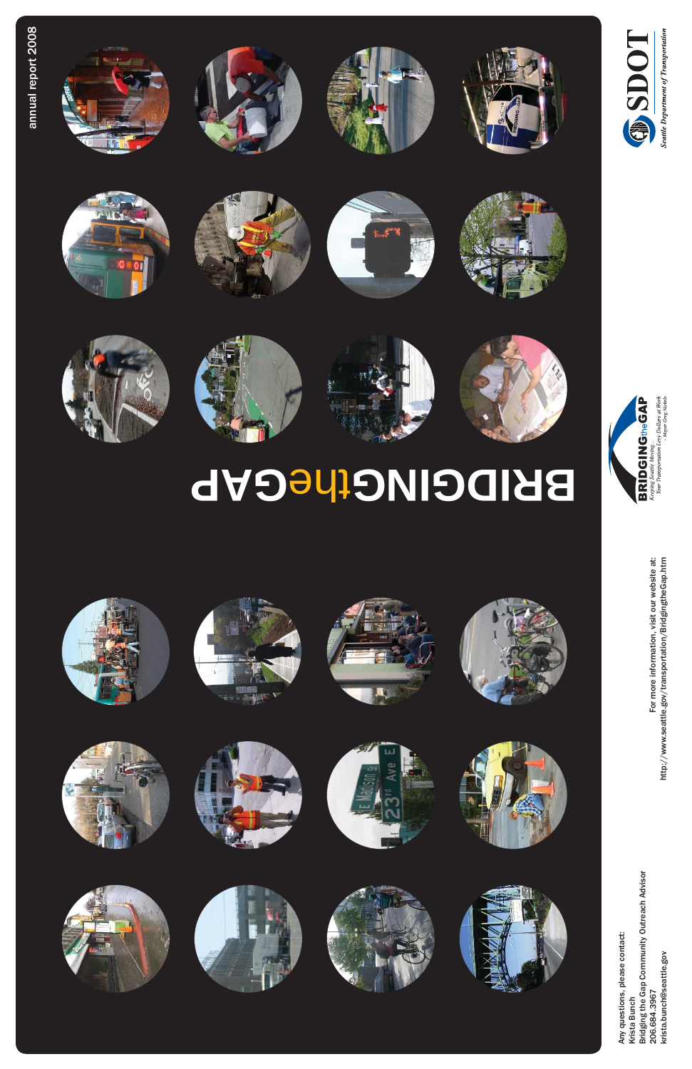annual report 2008

# BRIDGINGtheGAP

BRIDGINGtheGAP
Keeping Seattle Moving...
Your Transportation Levy Dollars at Work
- Mayor Greg Nickels

SDOT
Seattle Department of Transportation

Any questions, please contact:
Krista Bunch
Bridging the Gap Community Outreach Advisor
206.684.3967
krista.bunch@seattle.gov

For more information, visit our website at:
http://www.seattle.gov/transportation/BridgingtheGap.htm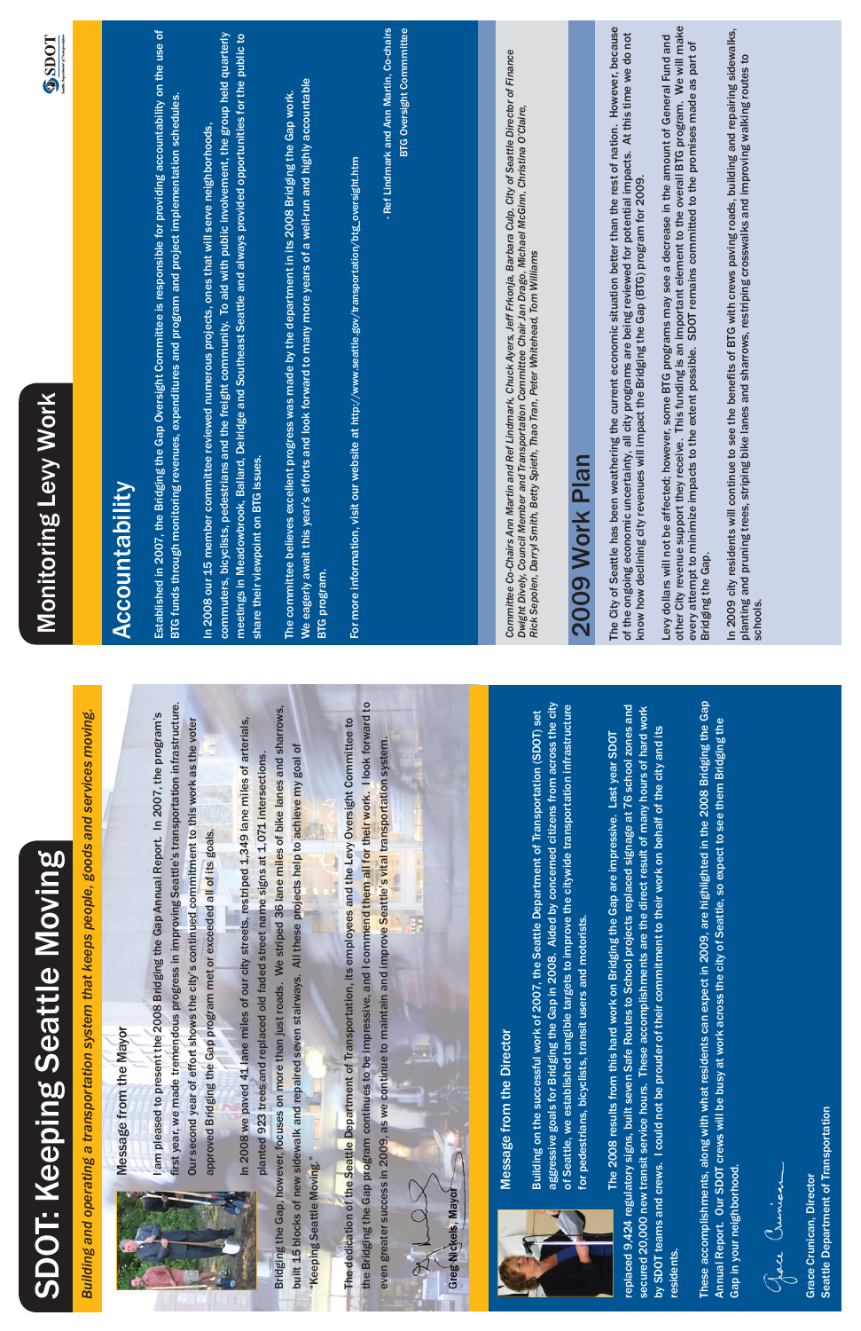# SDOT: Keeping Seattle Moving

*Building and operating a transportation system that keeps people, goods and services moving.*

## Message from the Mayor

I am pleased to present the 2008 Bridging the Gap Annual Report. In 2007, the program's first year, we made tremendous progress in improving Seattle's transportation infrastructure. Our second year of effort shows the city's continued commitment to this work as the voter approved Bridging the Gap program met or exceeded all of its goals.

In 2008 we paved 41 lane miles of our city streets, restriped 1,349 lane miles of arterials, planted 923 trees and replaced old faded street name signs at 1,071 intersections. Bridging the Gap, however, focuses on more than just roads. We striped 36 lane miles of bike lanes and sharrows, built 15 blocks of new sidewalk and repaired seven stairways. All these projects help to achieve my goal of "Keeping Seattle Moving."

The dedication of the Seattle Department of Transportation, its employees and the Levy Oversight Committee to the Bridging the Gap program continues to be impressive, and I commend them all for their work. I look forward to even greater success in 2009, as we continue to maintain and improve Seattle's vital transportation system.

Greg Nickels, Mayor

## Message from the Director

Building on the successful work of 2007, the Seattle Department of Transportation (SDOT) set aggressive goals for Bridging the Gap in 2008. Aided by concerned citizens from across the city of Seattle, we established tangible targets to improve the citywide transportation infrastructure for pedestrians, bicyclists, transit users and motorists.

The 2008 results from this hard work on Bridging the Gap are impressive. Last year SDOT replaced 9,424 regulatory signs, built seven Safe Routes to School projects replaced signage at 76 school zones and secured 20,000 new transit service hours. These accomplishments are the direct result of many hours of hard work by SDOT teams and crews. I could not be prouder of their commitment to their work on behalf of the city and its residents.

These accomplishments, along with what residents can expect in 2009, are highlighted in the 2008 Bridging the Gap Annual Report. Our SDOT crews will be busy at work across the city of Seattle, so expect to see them Bridging the Gap in your neighborhood.

Grace Crunican, Director
Seattle Department of Transportation

# Monitoring Levy Work

## Accountability

Established in 2007, the Bridging the Gap Oversight Committee is responsible for providing accountability on the use of BTG funds through monitoring revenues, expenditures and program and project implementation schedules.

In 2008 our 15 member committee reviewed numerous projects, ones that will serve neighborhoods, commuters, bicyclists, pedestrians and the freight community. To aid with public involvement, the group held quarterly meetings in Meadowbrook, Ballard, Delridge and Southeast Seattle and always provided opportunities for the public to share their viewpoint on BTG issues.

The committee believes excellent progress was made by the department in its 2008 Bridging the Gap work. We eagerly await this year's efforts and look forward to many more years of a well-run and highly accountable BTG program.

For more information, visit our website at http://www.seattle.gov/transportation/btg_oversight.htm

- Ref Lindmark and Ann Martin, Co-chairs
BTG Oversight Committee

*Committee Co-Chairs Ann Martin and Ref Lindmark, Chuck Ayers, Jeff Frkonja, Barbara Culp, City of Seattle Director of Finance Dwight Dively, Council Member and Transportation Committee Chair Jan Drago, Michael McGinn, Christina O'Claire, Rick Sepolen, Darryl Smith, Betty Spieth, Thao Tran, Peter Whitehead, Tom Williams*

## 2009 Work Plan

The City of Seattle has been weathering the current economic situation better than the rest of nation. However, because of the ongoing economic uncertainty, all city programs are being reviewed for potential impacts. At this time we do not know how declining city revenues will impact the Bridging the Gap (BTG) program for 2009.

Levy dollars will not be affected; however, some BTG programs may see a decrease in the amount of General Fund and other City revenue support they receive. This funding is an important element to the overall BTG program. We will make every attempt to minimize impacts to the extent possible. SDOT remains committed to the promises made as part of Bridging the Gap.

In 2009 city residents will continue to see the benefits of BTG with crews paving roads, building and repairing sidewalks, planting and pruning trees, striping bike lanes and sharrows, restriping crosswalks and improving walking routes to schools.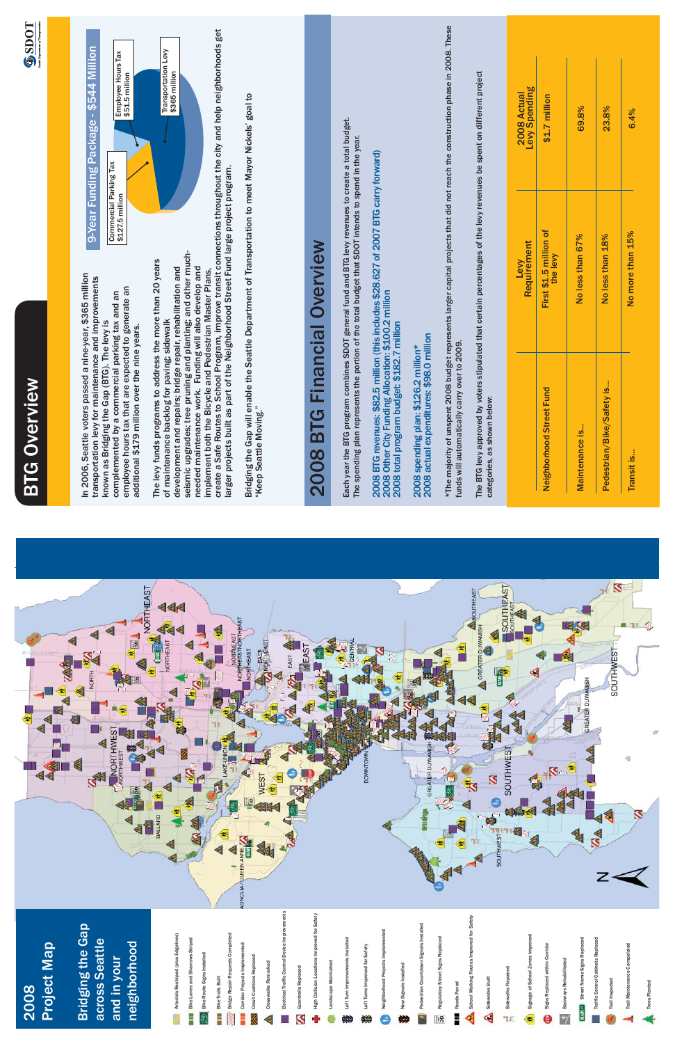# 2008 Project Map

## Bridging the Gap across Seattle and in your neighborhood

- Arterials Restriped (plus Edgelines)
- Bike Lanes and Sharrows Striped
- Bike Route Signs Installed
- Bike Trails Built
- Bridge Repair Requests Completed
- Corridor Projects Implemented
- Crash Cushions Replaced
- Crosswalks Remarked
- Electrical Traffic Control Device Improvements
- Guardrails Replaced
- High Collision Locations Improved for Safety
- Landscape Maintained
- Left Turn Improvements Installed
- Left Turns Improved for Safety
- Neighborhood Projects Implemented
- New Signals Installed
- Pedestrian Countdown Signals Installed
- Regulatory Street Signs Replaced
- Roads Paved
- School Walking Routes Improved for Safety
- Sidewalks Built
- Sidewalks Repaired
- Signage at School Zones Improved
- Signs Replaced within Corridor
- Stairways Rehabilitated
- Street Name Signs Replaced
- Traffic Control Cabinets Replaced
- Trail Inspected
- Trail Maintenance Completed
- Trees Planted

# BTG Overview

In 2006, Seattle voters passed a nine-year, $365 million transportation levy for maintenance and improvements known as Bridging the Gap (BTG). The levy is complemented by a commercial parking tax and an employee hours tax that are expected to generate an additional $179 million over the nine years.

The levy funds programs to address the more than 20 years of maintenance backlog for paving; sidewalk development and repairs; bridge repair, rehabilitation and seismic upgrades; tree pruning and planting; and other much-needed maintenance work. Funding will also develop and implement both the Bicycle and Pedestrian Master Plans, create a Safe Routes to School Program, improve transit connections throughout the city and help neighborhoods get larger projects built as part of the Neighborhood Street Fund large project program.

Bridging the Gap will enable the Seattle Department of Transportation to meet Mayor Nickels' goal to "Keep Seattle Moving."

## 9-Year Funding Package - $544 Million

- Transportation Levy $365 million
- Commercial Parking Tax $127.5 million
- Employee Hours Tax $51.5 million

# 2008 BTG Financial Overview

Each year the BTG program combines SDOT general fund and BTG levy revenues to create a total budget. The spending plan represents the portion of the total budget that SDOT intends to spend in the year.

2008 BTG revenues: $82.5 million (this includes $28.627 of 2007 BTG carry forward)
2008 Other City Funding Allocation: $100.2 million
2008 total program budget: $182.7 million

2008 spending plan: $126.2 million*
2008 actual expenditures: $98.0 million

*The majority of unspent 2008 budget represents larger capital projects that did not reach the construction phase in 2008. These funds will automatically carry over to 2009.

The BTG levy approved by voters stipulated that certain percentages of the levy revenues be spent on different project categories, as shown below:

| | Levy Requirement | 2008 Actual Levy Spending |
|---|---|---|
| Neighborhood Street Fund | First $1.5 million of the levy | $1.7 million |
| Maintenance is... | No less than 67% | 69.8% |
| Pedestrian/Bike/Safety is... | No less than 18% | 23.8% |
| Transit is... | No more than 15% | 6.4% |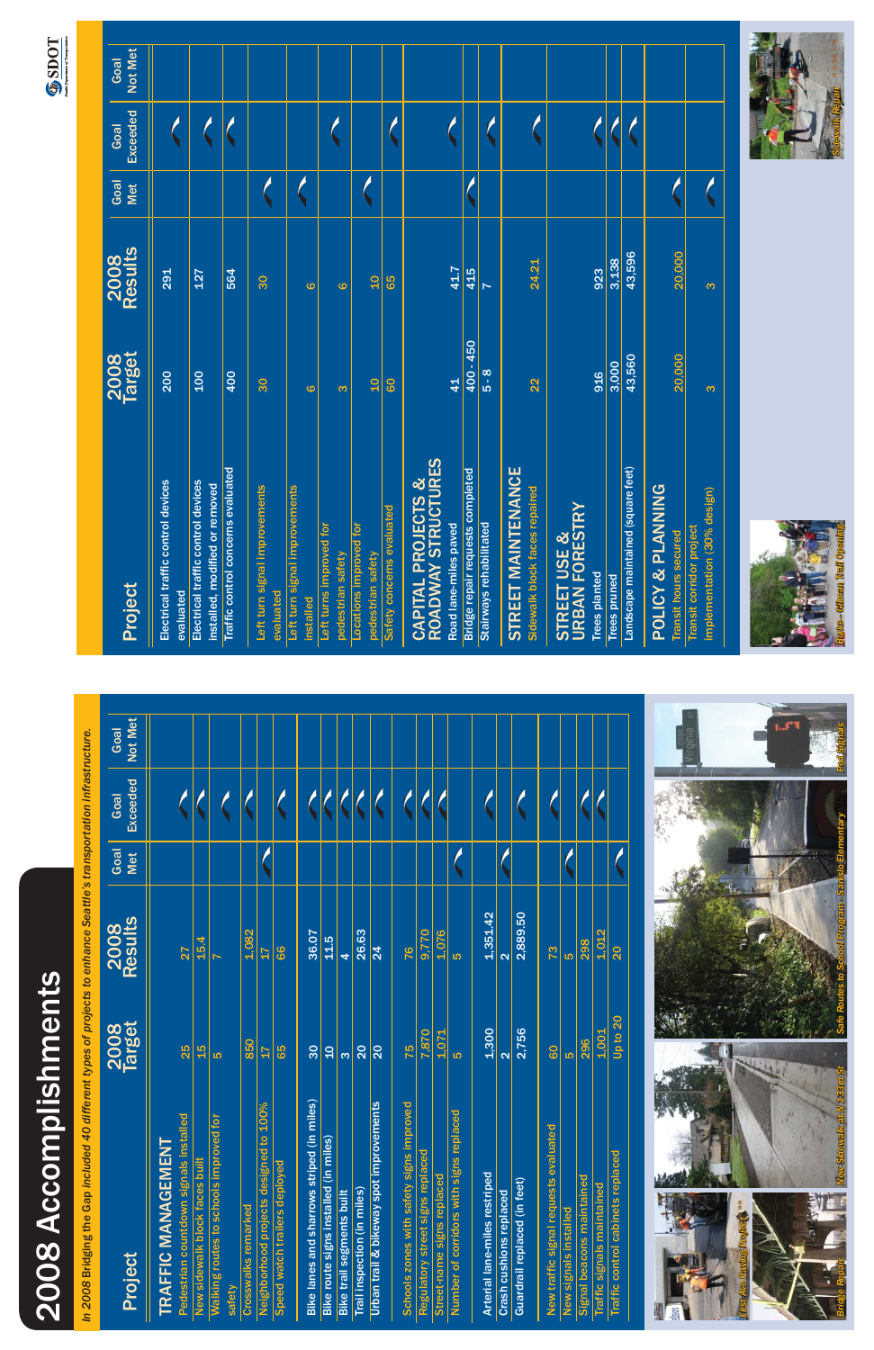# 2008 Accomplishments

*In 2008 Bridging the Gap included 40 different types of projects to enhance Seattle's transportation infrastructure.*

| Project | 2008 Target | 2008 Results | Goal Met | Goal Exceeded | Goal Not Met |
|---|---|---|---|---|---|
| **TRAFFIC MANAGEMENT** | | | | | |
| Pedestrian countdown signals installed | 25 | 27 | | ✓ | |
| New sidewalk block faces built | 15 | 15.4 | | ✓ | |
| Walking routes to schools improved for safety | 5 | 7 | | ✓ | |
| Crosswalks remarked | 850 | 1,082 | | ✓ | |
| Neighborhood projects designed to 100% | 17 | 17 | ✓ | | |
| Speed watch trailers deployed | 65 | 66 | | ✓ | |
| Bike lanes and sharrows striped (in miles) | 30 | 36.07 | | ✓ | |
| Bike route signs installed (in miles) | 10 | 11.5 | | ✓ | |
| Bike trail segments built | 3 | 4 | | ✓ | |
| Trail inspection (in miles) | 20 | 26.63 | | ✓ | |
| Urban trail & bikeway spot improvements | 20 | 24 | | ✓ | |
| Schools zones with safety signs improved | 75 | 76 | | ✓ | |
| Regulatory street signs replaced | 7,870 | 9,770 | | ✓ | |
| Street-name signs replaced | 1,071 | 1,076 | | ✓ | |
| Number of corridors with signs replaced | 5 | 5 | ✓ | | |
| Arterial lane-miles restriped | 1,300 | 1,351.42 | | ✓ | |
| Crash cushions replaced | 2 | 2 | ✓ | | |
| Guardrail replaced (in feet) | 2,756 | 2,889.50 | | ✓ | |
| New traffic signal requests evaluated | 60 | 73 | | ✓ | |
| New signals installed | 5 | 5 | ✓ | | |
| Signal beacons maintained | 296 | 298 | | ✓ | |
| Traffic signals maintained | 1,001 | 1,012 | | ✓ | |
| Traffic control cabinets replaced | Up to 20 | 20 | ✓ | | |
| Electrical traffic control devices evaluated | 200 | 291 | | ✓ | |
| Electrical traffic control devices installed, modified or removed | 100 | 127 | | ✓ | |
| Traffic control concerns evaluated | 400 | 564 | | ✓ | |
| Left turn signal improvements evaluated | 30 | 30 | ✓ | | |
| Left turn signal improvements installed | 6 | 6 | ✓ | | |
| Left turns improved for pedestrian safety | 3 | 6 | | ✓ | |
| Locations improved for pedestrian safety | 10 | 10 | ✓ | | |
| Safety concerns evaluated | 60 | 65 | | ✓ | |
| **CAPITAL PROJECTS & ROADWAY STRUCTURES** | | | | | |
| Road lane-miles paved | 41 | 41.7 | | ✓ | |
| Bridge repair requests completed | 400 - 450 | 415 | ✓ | | |
| Stairways rehabilitated | 5 - 8 | 7 | | ✓ | |
| **STREET MAINTENANCE** | | | | | |
| Sidewalk block faces repaired | 22 | 24.21 | | ✓ | |
| **STREET USE & URBAN FORESTRY** | | | | | |
| Trees planted | 916 | 923 | | ✓ | |
| Trees pruned | 3,000 | 3,138 | | ✓ | |
| Landscape maintained (square feet) | 43,560 | 43,596 | | ✓ | |
| **POLICY & PLANNING** | | | | | |
| Transit hours secured | 20,000 | 20,000 | ✓ | | |
| Transit corridor project implementation (30% design) | 3 | 3 | ✓ | | |

Bridge Repair – First Ave Paving Project

New Sidewalk at N 133rd St

Safe Routes to School Program - Sanislo Elementary

Ped Signals

Burke - Gilman Trail Opening

Sidewalk Repair